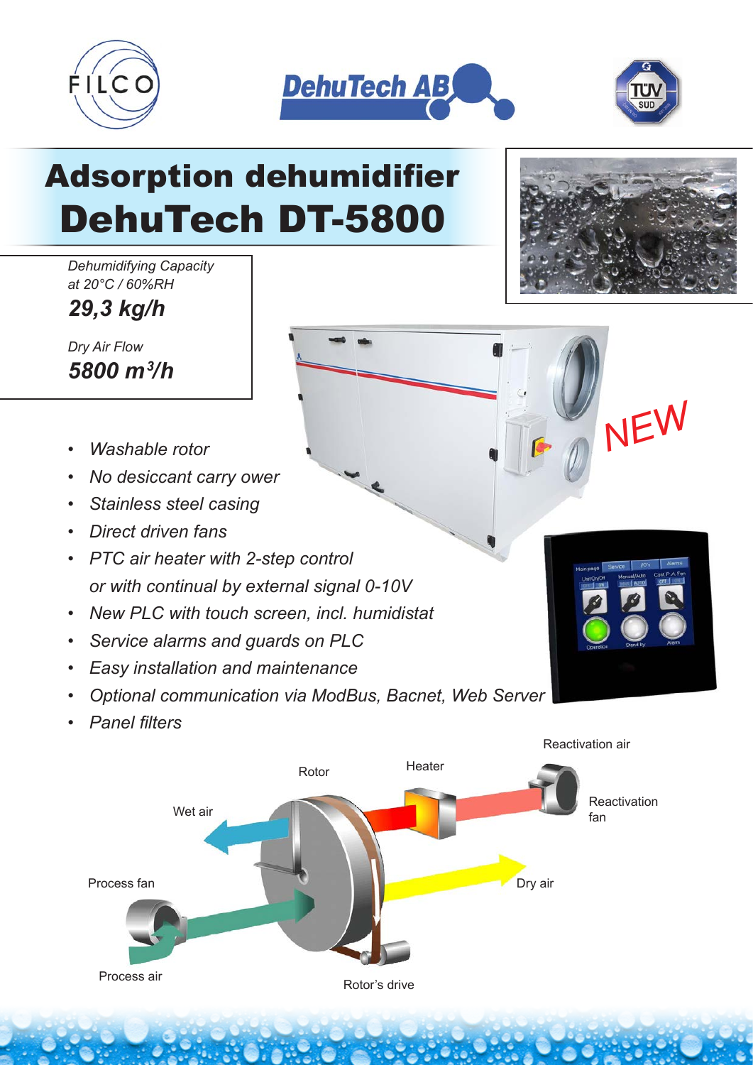# Adsorption dehumidifier DehuTech DT-5800

*Dehumidifying Capacity at 20°C / 60%RH*

***29,3 kg/h***

*Dry Air Flow*

***5800 m³/h***

NEW

- *Washable rotor*
- *No desiccant carry ower*
- *Stainless steel casing*
- *Direct driven fans*
- *PTC air heater with 2-step control or with continual by external signal 0-10V*
- *New PLC with touch screen, incl. humidistat*
- *Service alarms and guards on PLC*
- *Easy installation and maintenance*
- *Optional communication via ModBus, Bacnet, Web Server*
- *Panel filters*

Reactivation air

Rotor

Heater

Wet air

Reactivation fan

Process fan

Dry air

Process air

Rotor's drive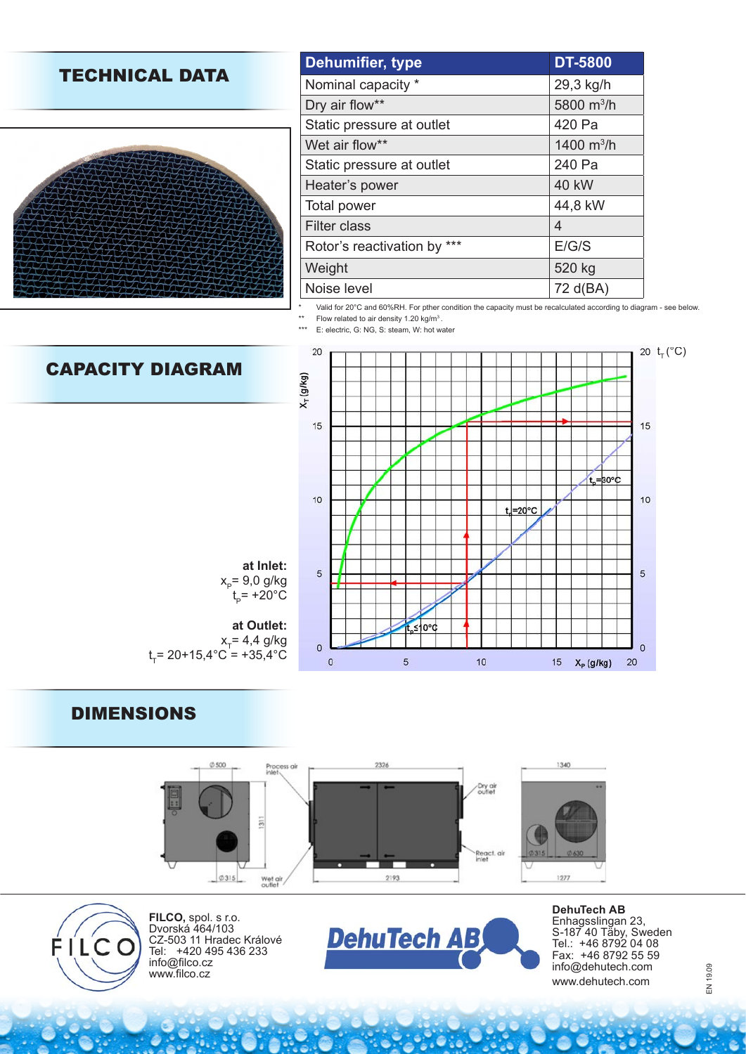## TECHNICAL DATA

| Dehumifier, type | DT-5800 |
|---|---|
| Nominal capacity * | 29,3 kg/h |
| Dry air flow** | 5800 $m^3$/h |
| Static pressure at outlet | 420 Pa |
| Wet air flow** | 1400 $m^3$/h |
| Static pressure at outlet | 240 Pa |
| Heater's power | 40 kW |
| Total power | 44,8 kW |
| Filter class | 4 |
| Rotor's reactivation by *** | E/G/S |
| Weight | 520 kg |
| Noise level | 72 d(BA) |

\* Valid for 20°C and 60%RH. For pther condition the capacity must be recalculated according to diagram - see below.

\** Flow related to air density 1.20 kg/$m^3$.

\*** E: electric, G: NG, S: steam, W: hot water

## CAPACITY DIAGRAM

$X_T$ (g/kg)

$t_T$ (°C)

$t_P$=30°C

$t_P$=20°C

$t_P$≤10°C

$X_P$ (g/kg)

0 5 10 15 20

**at Inlet:**
$x_P$= 9,0 g/kg
$t_P$= +20°C

**at Outlet:**
$x_T$= 4,4 g/kg
$t_T$= 20+15,4°C = +35,4°C

## DIMENSIONS

Ø500

Process air inlet

1311

Ø315

Wet air outlet

2326

2193

Dry air outlet

React. air inlet

1340

Ø315

Ø630

1277

**FILCO,** spol. s r.o.
Dvorská 464/103
CZ-503 11 Hradec Králové
Tel: +420 495 436 233
info@filco.cz
www.filco.cz

**DehuTech AB**
Enhagsslingan 23,
S-187 40 Täby, Sweden
Tel.: +46 8792 04 08
Fax: +46 8792 55 59
info@dehutech.com
www.dehutech.com

EN 19.09